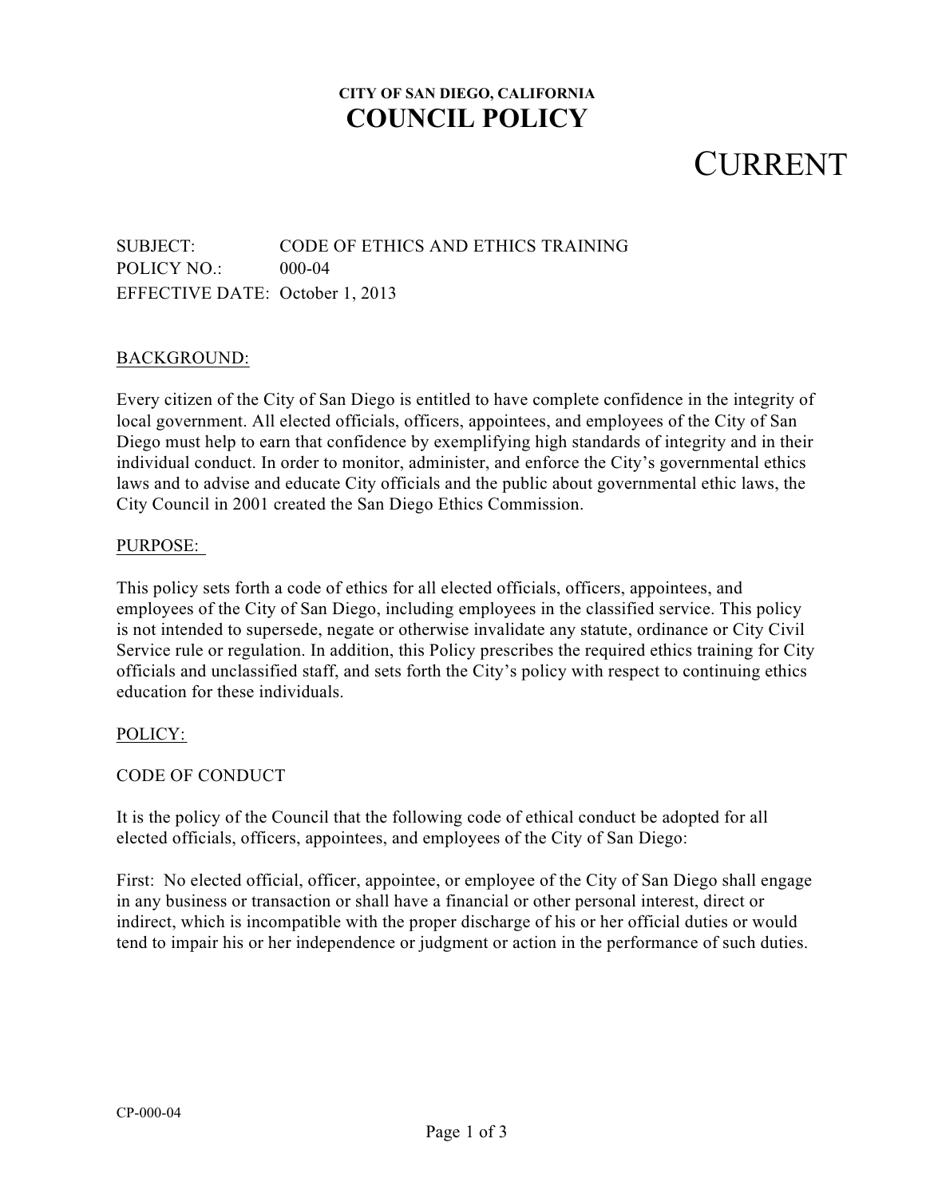**CITY OF SAN DIEGO, CALIFORNIA**

# COUNCIL POLICY

## CURRENT

SUBJECT: CODE OF ETHICS AND ETHICS TRAINING
POLICY NO.: 000-04
EFFECTIVE DATE: October 1, 2013

BACKGROUND:

Every citizen of the City of San Diego is entitled to have complete confidence in the integrity of local government. All elected officials, officers, appointees, and employees of the City of San Diego must help to earn that confidence by exemplifying high standards of integrity and in their individual conduct. In order to monitor, administer, and enforce the City's governmental ethics laws and to advise and educate City officials and the public about governmental ethic laws, the City Council in 2001 created the San Diego Ethics Commission.

PURPOSE:

This policy sets forth a code of ethics for all elected officials, officers, appointees, and employees of the City of San Diego, including employees in the classified service. This policy is not intended to supersede, negate or otherwise invalidate any statute, ordinance or City Civil Service rule or regulation. In addition, this Policy prescribes the required ethics training for City officials and unclassified staff, and sets forth the City's policy with respect to continuing ethics education for these individuals.

POLICY:

CODE OF CONDUCT

It is the policy of the Council that the following code of ethical conduct be adopted for all elected officials, officers, appointees, and employees of the City of San Diego:

First: No elected official, officer, appointee, or employee of the City of San Diego shall engage in any business or transaction or shall have a financial or other personal interest, direct or indirect, which is incompatible with the proper discharge of his or her official duties or would tend to impair his or her independence or judgment or action in the performance of such duties.

CP-000-04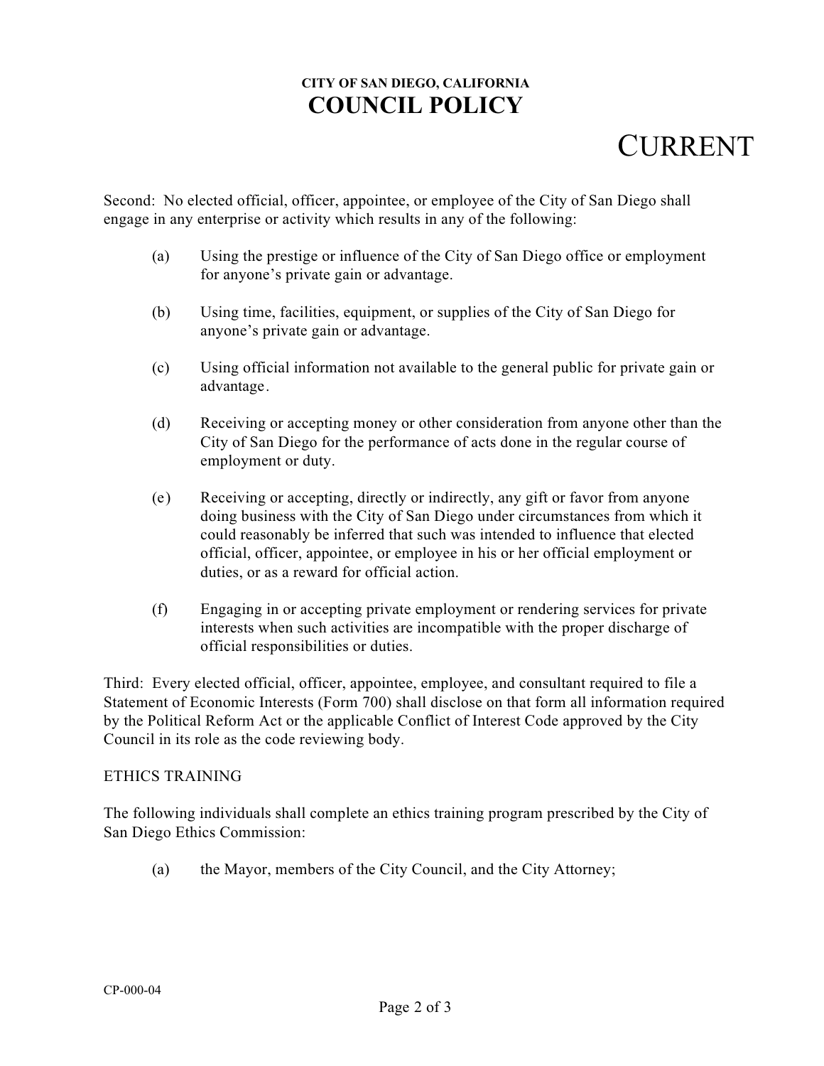Second: No elected official, officer, appointee, or employee of the City of San Diego shall engage in any enterprise or activity which results in any of the following:

(a) Using the prestige or influence of the City of San Diego office or employment for anyone's private gain or advantage.

(b) Using time, facilities, equipment, or supplies of the City of San Diego for anyone's private gain or advantage.

(c) Using official information not available to the general public for private gain or advantage.

(d) Receiving or accepting money or other consideration from anyone other than the City of San Diego for the performance of acts done in the regular course of employment or duty.

(e) Receiving or accepting, directly or indirectly, any gift or favor from anyone doing business with the City of San Diego under circumstances from which it could reasonably be inferred that such was intended to influence that elected official, officer, appointee, or employee in his or her official employment or duties, or as a reward for official action.

(f) Engaging in or accepting private employment or rendering services for private interests when such activities are incompatible with the proper discharge of official responsibilities or duties.

Third: Every elected official, officer, appointee, employee, and consultant required to file a Statement of Economic Interests (Form 700) shall disclose on that form all information required by the Political Reform Act or the applicable Conflict of Interest Code approved by the City Council in its role as the code reviewing body.

ETHICS TRAINING

The following individuals shall complete an ethics training program prescribed by the City of San Diego Ethics Commission:

(a) the Mayor, members of the City Council, and the City Attorney;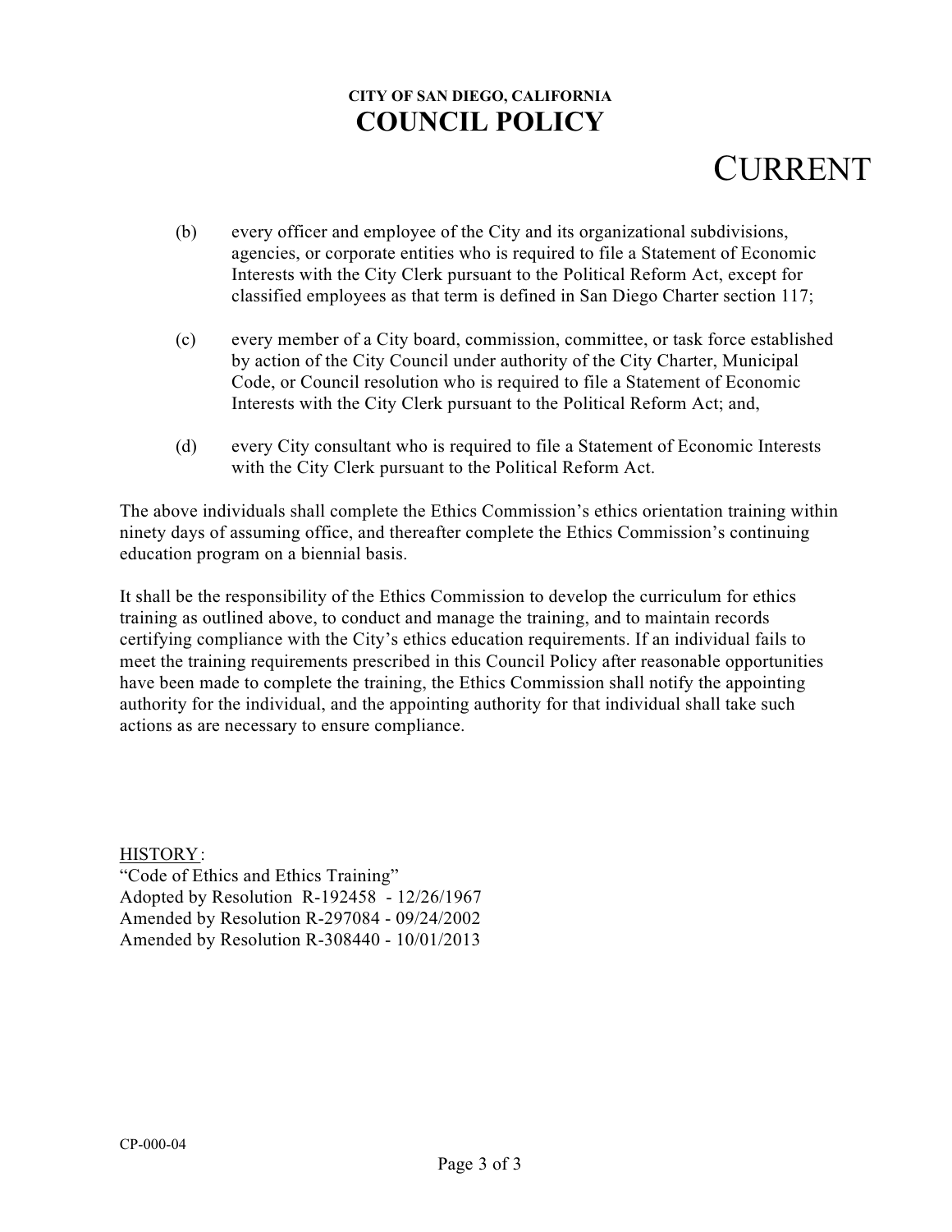(b) every officer and employee of the City and its organizational subdivisions, agencies, or corporate entities who is required to file a Statement of Economic Interests with the City Clerk pursuant to the Political Reform Act, except for classified employees as that term is defined in San Diego Charter section 117;

(c) every member of a City board, commission, committee, or task force established by action of the City Council under authority of the City Charter, Municipal Code, or Council resolution who is required to file a Statement of Economic Interests with the City Clerk pursuant to the Political Reform Act; and,

(d) every City consultant who is required to file a Statement of Economic Interests with the City Clerk pursuant to the Political Reform Act.

The above individuals shall complete the Ethics Commission's ethics orientation training within ninety days of assuming office, and thereafter complete the Ethics Commission's continuing education program on a biennial basis.

It shall be the responsibility of the Ethics Commission to develop the curriculum for ethics training as outlined above, to conduct and manage the training, and to maintain records certifying compliance with the City's ethics education requirements. If an individual fails to meet the training requirements prescribed in this Council Policy after reasonable opportunities have been made to complete the training, the Ethics Commission shall notify the appointing authority for the individual, and the appointing authority for that individual shall take such actions as are necessary to ensure compliance.

HISTORY:
"Code of Ethics and Ethics Training"
Adopted by Resolution R-192458 - 12/26/1967
Amended by Resolution R-297084 - 09/24/2002
Amended by Resolution R-308440 - 10/01/2013